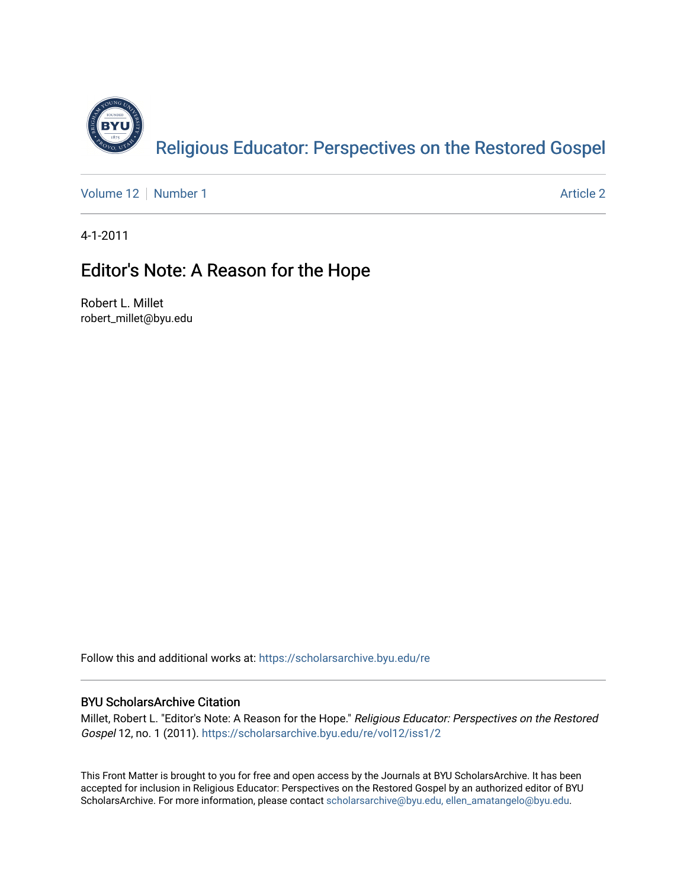Religious Educator: Perspectives on the Restored Gospel

Volume 12 | Number 1 | Article 2

4-1-2011

# Editor's Note: A Reason for the Hope

Robert L. Millet
robert_millet@byu.edu

Follow this and additional works at: https://scholarsarchive.byu.edu/re

## BYU ScholarsArchive Citation

Millet, Robert L. "Editor's Note: A Reason for the Hope." *Religious Educator: Perspectives on the Restored Gospel* 12, no. 1 (2011). https://scholarsarchive.byu.edu/re/vol12/iss1/2

This Front Matter is brought to you for free and open access by the Journals at BYU ScholarsArchive. It has been accepted for inclusion in Religious Educator: Perspectives on the Restored Gospel by an authorized editor of BYU ScholarsArchive. For more information, please contact scholarsarchive@byu.edu, ellen_amatangelo@byu.edu.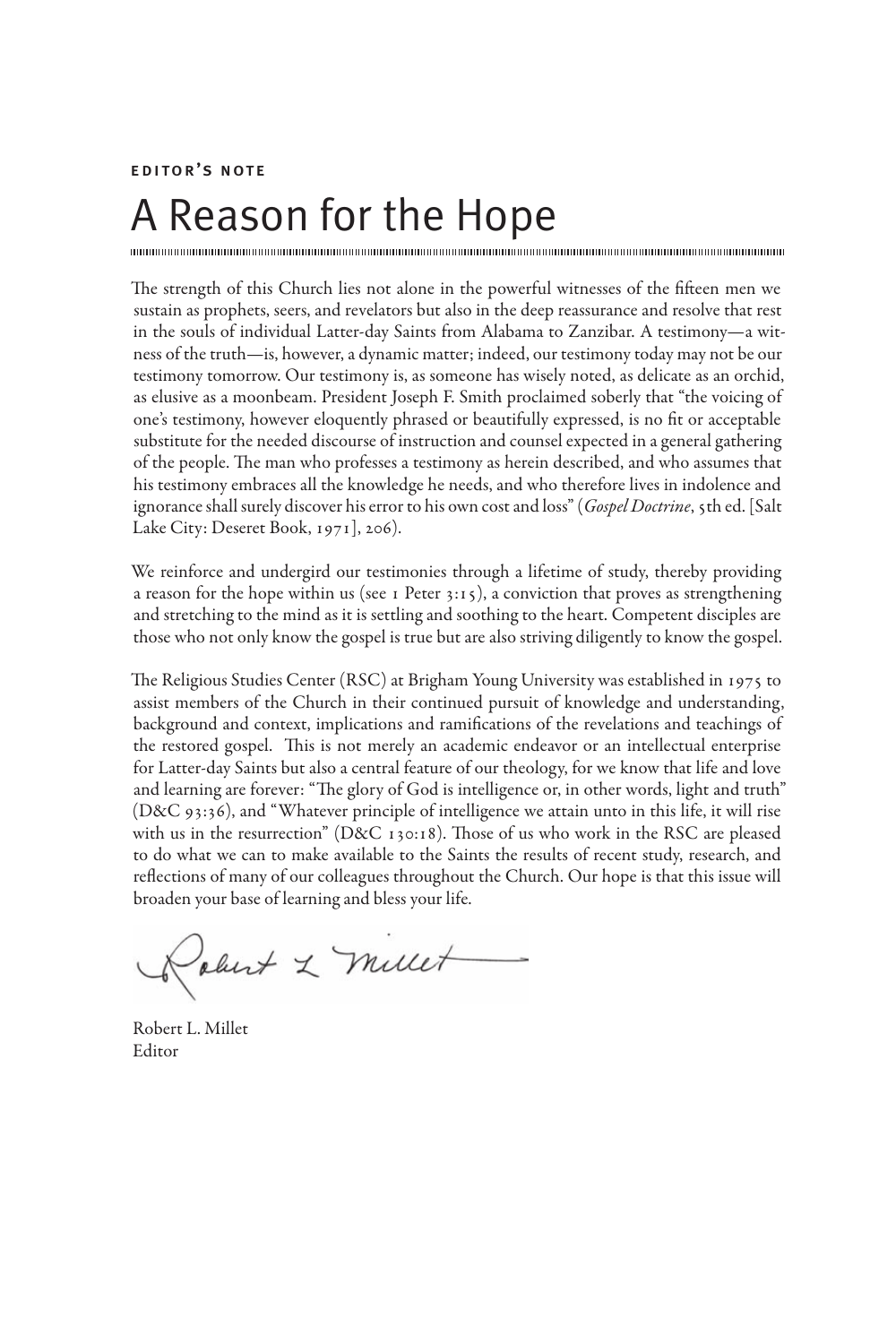EDITOR'S NOTE

# A Reason for the Hope

The strength of this Church lies not alone in the powerful witnesses of the fifteen men we sustain as prophets, seers, and revelators but also in the deep reassurance and resolve that rest in the souls of individual Latter-day Saints from Alabama to Zanzibar. A testimony—a witness of the truth—is, however, a dynamic matter; indeed, our testimony today may not be our testimony tomorrow. Our testimony is, as someone has wisely noted, as delicate as an orchid, as elusive as a moonbeam. President Joseph F. Smith proclaimed soberly that "the voicing of one's testimony, however eloquently phrased or beautifully expressed, is no fit or acceptable substitute for the needed discourse of instruction and counsel expected in a general gathering of the people. The man who professes a testimony as herein described, and who assumes that his testimony embraces all the knowledge he needs, and who therefore lives in indolence and ignorance shall surely discover his error to his own cost and loss" (*Gospel Doctrine*, 5th ed. [Salt Lake City: Deseret Book, 1971], 206).

We reinforce and undergird our testimonies through a lifetime of study, thereby providing a reason for the hope within us (see 1 Peter 3:15), a conviction that proves as strengthening and stretching to the mind as it is settling and soothing to the heart. Competent disciples are those who not only know the gospel is true but are also striving diligently to know the gospel.

The Religious Studies Center (RSC) at Brigham Young University was established in 1975 to assist members of the Church in their continued pursuit of knowledge and understanding, background and context, implications and ramifications of the revelations and teachings of the restored gospel. This is not merely an academic endeavor or an intellectual enterprise for Latter-day Saints but also a central feature of our theology, for we know that life and love and learning are forever: "The glory of God is intelligence or, in other words, light and truth" (D&C 93:36), and "Whatever principle of intelligence we attain unto in this life, it will rise with us in the resurrection" (D&C 130:18). Those of us who work in the RSC are pleased to do what we can to make available to the Saints the results of recent study, research, and reflections of many of our colleagues throughout the Church. Our hope is that this issue will broaden your base of learning and bless your life.

Robert L. Millet
Editor